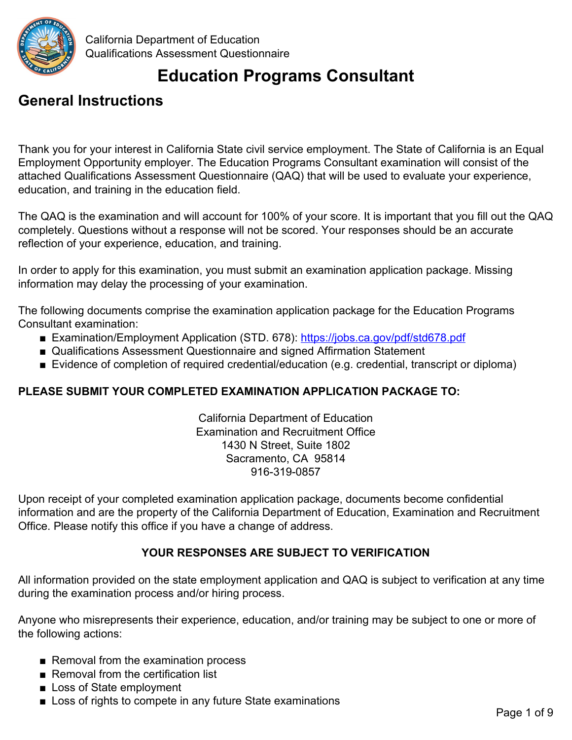California Department of Education
Qualifications Assessment Questionnaire

# Education Programs Consultant

## General Instructions

Thank you for your interest in California State civil service employment. The State of California is an Equal Employment Opportunity employer. The Education Programs Consultant examination will consist of the attached Qualifications Assessment Questionnaire (QAQ) that will be used to evaluate your experience, education, and training in the education field.

The QAQ is the examination and will account for 100% of your score. It is important that you fill out the QAQ completely. Questions without a response will not be scored. Your responses should be an accurate reflection of your experience, education, and training.

In order to apply for this examination, you must submit an examination application package. Missing information may delay the processing of your examination.

The following documents comprise the examination application package for the Education Programs Consultant examination:

- Examination/Employment Application (STD. 678): [https://jobs.ca.gov/pdf/std678.pdf](https://jobs.ca.gov/pdf/std678.pdf)
- Qualifications Assessment Questionnaire and signed Affirmation Statement
- Evidence of completion of required credential/education (e.g. credential, transcript or diploma)

**PLEASE SUBMIT YOUR COMPLETED EXAMINATION APPLICATION PACKAGE TO:**

California Department of Education
Examination and Recruitment Office
1430 N Street, Suite 1802
Sacramento, CA 95814
916-319-0857

Upon receipt of your completed examination application package, documents become confidential information and are the property of the California Department of Education, Examination and Recruitment Office. Please notify this office if you have a change of address.

**YOUR RESPONSES ARE SUBJECT TO VERIFICATION**

All information provided on the state employment application and QAQ is subject to verification at any time during the examination process and/or hiring process.

Anyone who misrepresents their experience, education, and/or training may be subject to one or more of the following actions:

- Removal from the examination process
- Removal from the certification list
- Loss of State employment
- Loss of rights to compete in any future State examinations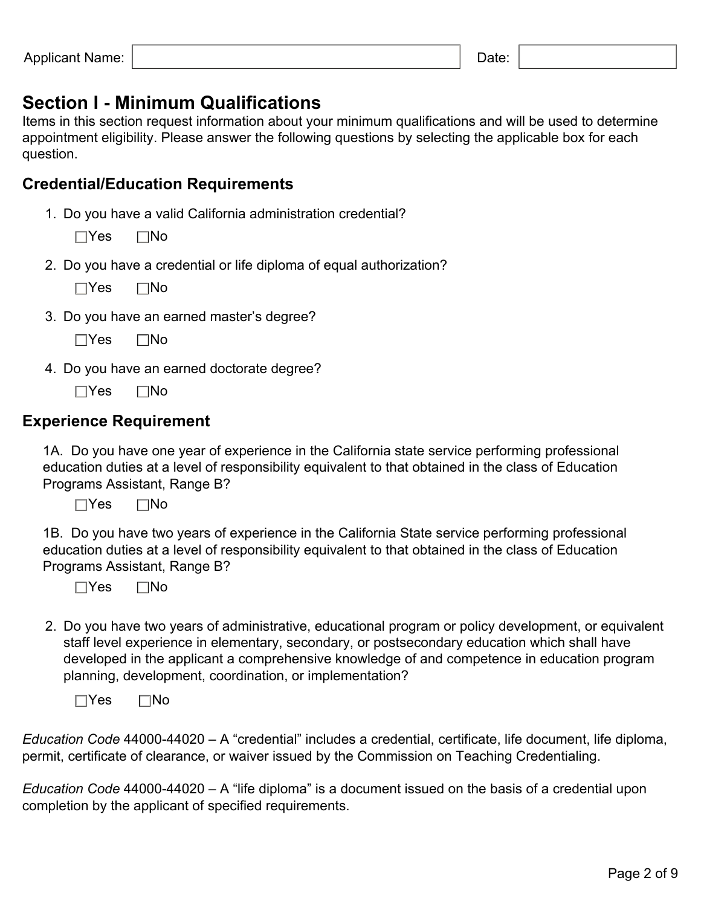Applicant Name: ______________________ Date: __________

## Section I - Minimum Qualifications

Items in this section request information about your minimum qualifications and will be used to determine appointment eligibility. Please answer the following questions by selecting the applicable box for each question.

### Credential/Education Requirements

1. Do you have a valid California administration credential?

   ☐Yes ☐No

2. Do you have a credential or life diploma of equal authorization?

   ☐Yes ☐No

3. Do you have an earned master's degree?

   ☐Yes ☐No

4. Do you have an earned doctorate degree?

   ☐Yes ☐No

### Experience Requirement

1A. Do you have one year of experience in the California state service performing professional education duties at a level of responsibility equivalent to that obtained in the class of Education Programs Assistant, Range B?

☐Yes ☐No

1B. Do you have two years of experience in the California State service performing professional education duties at a level of responsibility equivalent to that obtained in the class of Education Programs Assistant, Range B?

☐Yes ☐No

2. Do you have two years of administrative, educational program or policy development, or equivalent staff level experience in elementary, secondary, or postsecondary education which shall have developed in the applicant a comprehensive knowledge of and competence in education program planning, development, coordination, or implementation?

   ☐Yes ☐No

*Education Code* 44000-44020 – A "credential" includes a credential, certificate, life document, life diploma, permit, certificate of clearance, or waiver issued by the Commission on Teaching Credentialing.

*Education Code* 44000-44020 – A "life diploma" is a document issued on the basis of a credential upon completion by the applicant of specified requirements.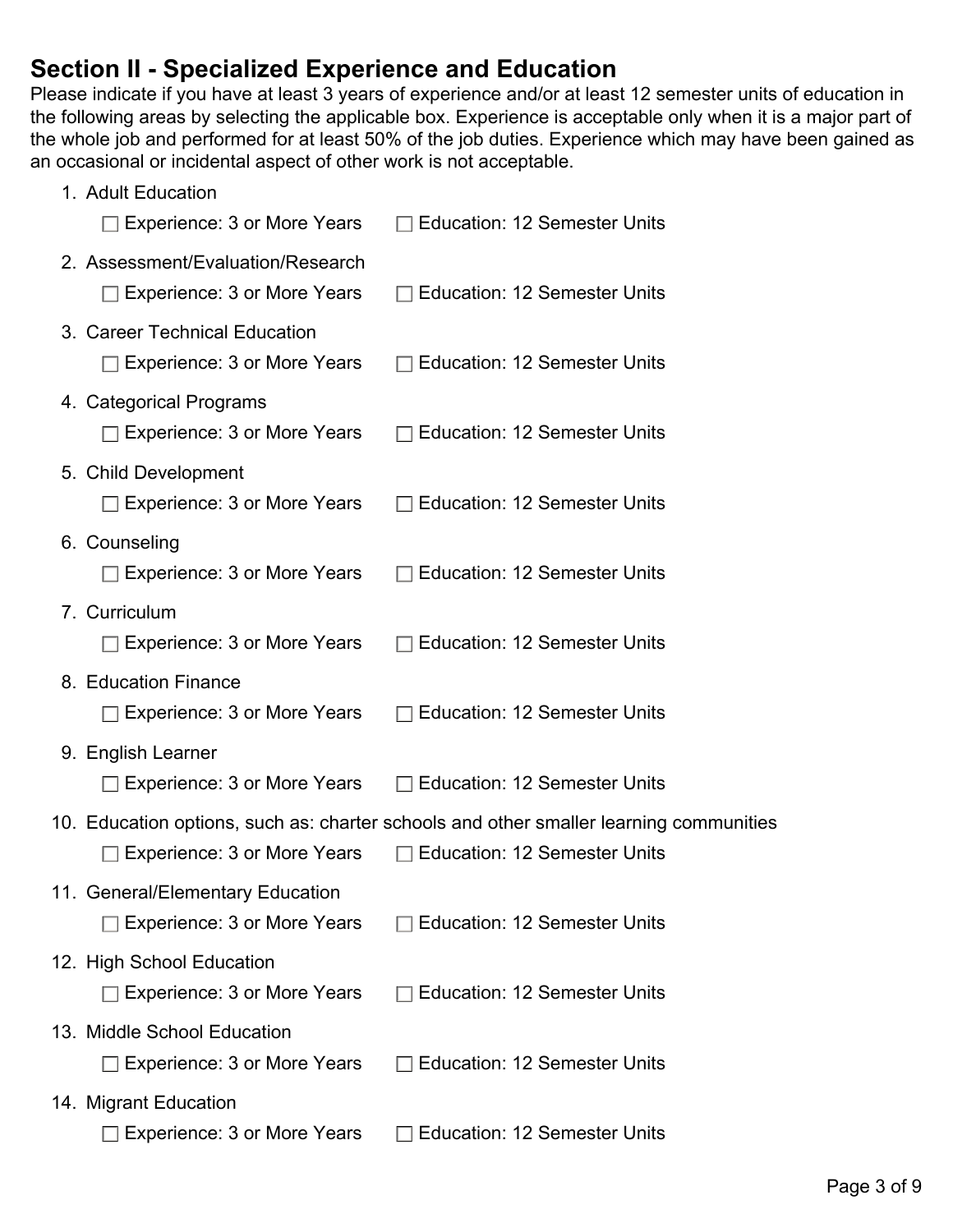## Section II - Specialized Experience and Education

Please indicate if you have at least 3 years of experience and/or at least 12 semester units of education in the following areas by selecting the applicable box. Experience is acceptable only when it is a major part of the whole job and performed for at least 50% of the job duties. Experience which may have been gained as an occasional or incidental aspect of other work is not acceptable.

1. Adult Education
   - ☐ Experience: 3 or More Years ☐ Education: 12 Semester Units
2. Assessment/Evaluation/Research
   - ☐ Experience: 3 or More Years ☐ Education: 12 Semester Units
3. Career Technical Education
   - ☐ Experience: 3 or More Years ☐ Education: 12 Semester Units
4. Categorical Programs
   - ☐ Experience: 3 or More Years ☐ Education: 12 Semester Units
5. Child Development
   - ☐ Experience: 3 or More Years ☐ Education: 12 Semester Units
6. Counseling
   - ☐ Experience: 3 or More Years ☐ Education: 12 Semester Units
7. Curriculum
   - ☐ Experience: 3 or More Years ☐ Education: 12 Semester Units
8. Education Finance
   - ☐ Experience: 3 or More Years ☐ Education: 12 Semester Units
9. English Learner
   - ☐ Experience: 3 or More Years ☐ Education: 12 Semester Units
10. Education options, such as: charter schools and other smaller learning communities
    - ☐ Experience: 3 or More Years ☐ Education: 12 Semester Units
11. General/Elementary Education
    - ☐ Experience: 3 or More Years ☐ Education: 12 Semester Units
12. High School Education
    - ☐ Experience: 3 or More Years ☐ Education: 12 Semester Units
13. Middle School Education
    - ☐ Experience: 3 or More Years ☐ Education: 12 Semester Units
14. Migrant Education
    - ☐ Experience: 3 or More Years ☐ Education: 12 Semester Units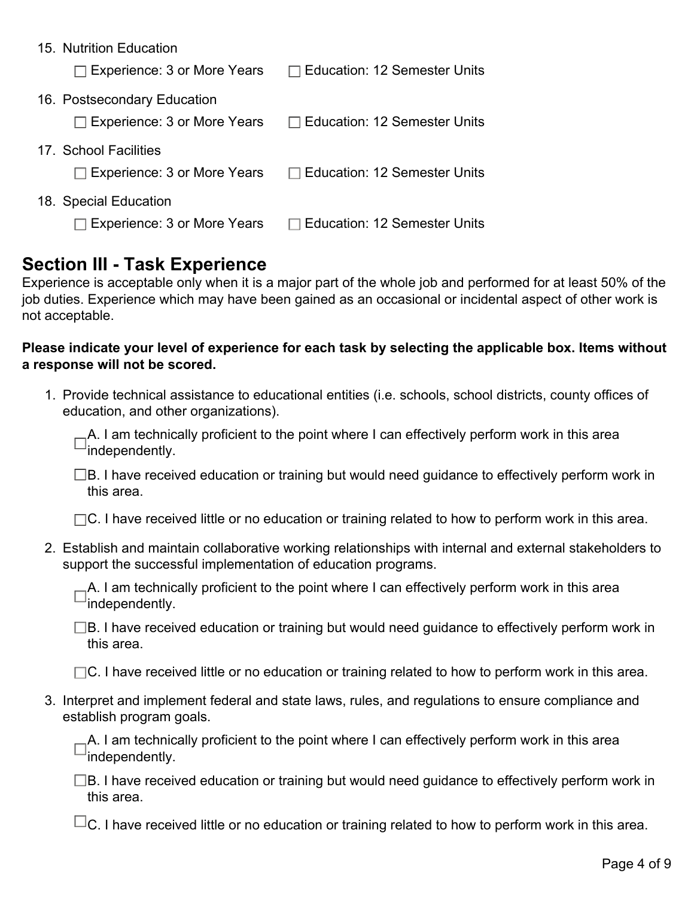15. Nutrition Education

    ☐ Experience: 3 or More Years ☐ Education: 12 Semester Units

16. Postsecondary Education

    ☐ Experience: 3 or More Years ☐ Education: 12 Semester Units

17. School Facilities

    ☐ Experience: 3 or More Years ☐ Education: 12 Semester Units

18. Special Education

    ☐ Experience: 3 or More Years ☐ Education: 12 Semester Units

## Section III - Task Experience

Experience is acceptable only when it is a major part of the whole job and performed for at least 50% of the job duties. Experience which may have been gained as an occasional or incidental aspect of other work is not acceptable.

**Please indicate your level of experience for each task by selecting the applicable box. Items without a response will not be scored.**

1. Provide technical assistance to educational entities (i.e. schools, school districts, county offices of education, and other organizations).

   ☐ A. I am technically proficient to the point where I can effectively perform work in this area independently.

   ☐ B. I have received education or training but would need guidance to effectively perform work in this area.

   ☐ C. I have received little or no education or training related to how to perform work in this area.

2. Establish and maintain collaborative working relationships with internal and external stakeholders to support the successful implementation of education programs.

   ☐ A. I am technically proficient to the point where I can effectively perform work in this area independently.

   ☐ B. I have received education or training but would need guidance to effectively perform work in this area.

   ☐ C. I have received little or no education or training related to how to perform work in this area.

3. Interpret and implement federal and state laws, rules, and regulations to ensure compliance and establish program goals.

   ☐ A. I am technically proficient to the point where I can effectively perform work in this area independently.

   ☐ B. I have received education or training but would need guidance to effectively perform work in this area.

   ☐ C. I have received little or no education or training related to how to perform work in this area.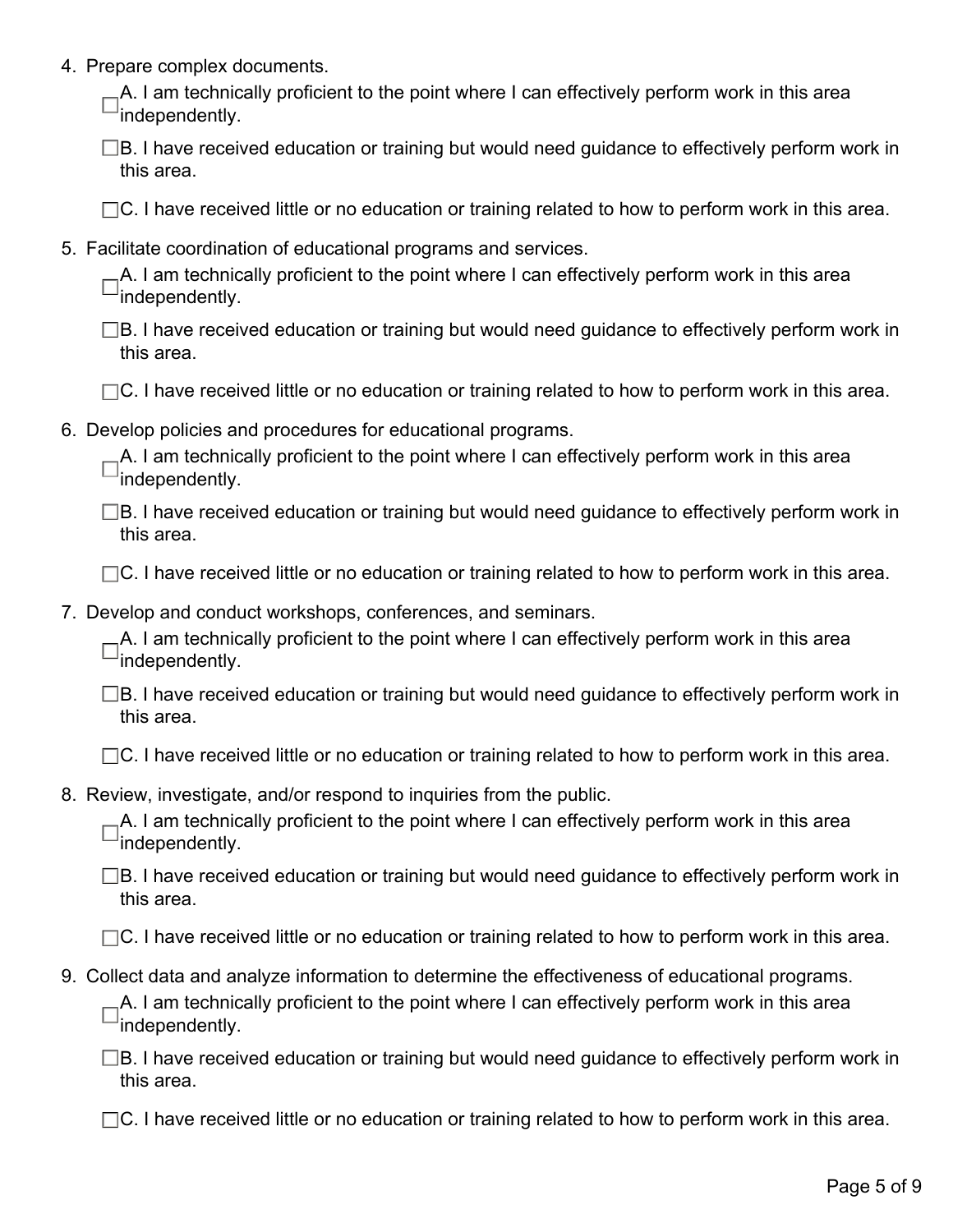4. Prepare complex documents.

   ☐ A. I am technically proficient to the point where I can effectively perform work in this area independently.

   ☐ B. I have received education or training but would need guidance to effectively perform work in this area.

   ☐ C. I have received little or no education or training related to how to perform work in this area.

5. Facilitate coordination of educational programs and services.

   ☐ A. I am technically proficient to the point where I can effectively perform work in this area independently.

   ☐ B. I have received education or training but would need guidance to effectively perform work in this area.

   ☐ C. I have received little or no education or training related to how to perform work in this area.

6. Develop policies and procedures for educational programs.

   ☐ A. I am technically proficient to the point where I can effectively perform work in this area independently.

   ☐ B. I have received education or training but would need guidance to effectively perform work in this area.

   ☐ C. I have received little or no education or training related to how to perform work in this area.

7. Develop and conduct workshops, conferences, and seminars.

   ☐ A. I am technically proficient to the point where I can effectively perform work in this area independently.

   ☐ B. I have received education or training but would need guidance to effectively perform work in this area.

   ☐ C. I have received little or no education or training related to how to perform work in this area.

8. Review, investigate, and/or respond to inquiries from the public.

   ☐ A. I am technically proficient to the point where I can effectively perform work in this area independently.

   ☐ B. I have received education or training but would need guidance to effectively perform work in this area.

   ☐ C. I have received little or no education or training related to how to perform work in this area.

9. Collect data and analyze information to determine the effectiveness of educational programs.

   ☐ A. I am technically proficient to the point where I can effectively perform work in this area independently.

   ☐ B. I have received education or training but would need guidance to effectively perform work in this area.

   ☐ C. I have received little or no education or training related to how to perform work in this area.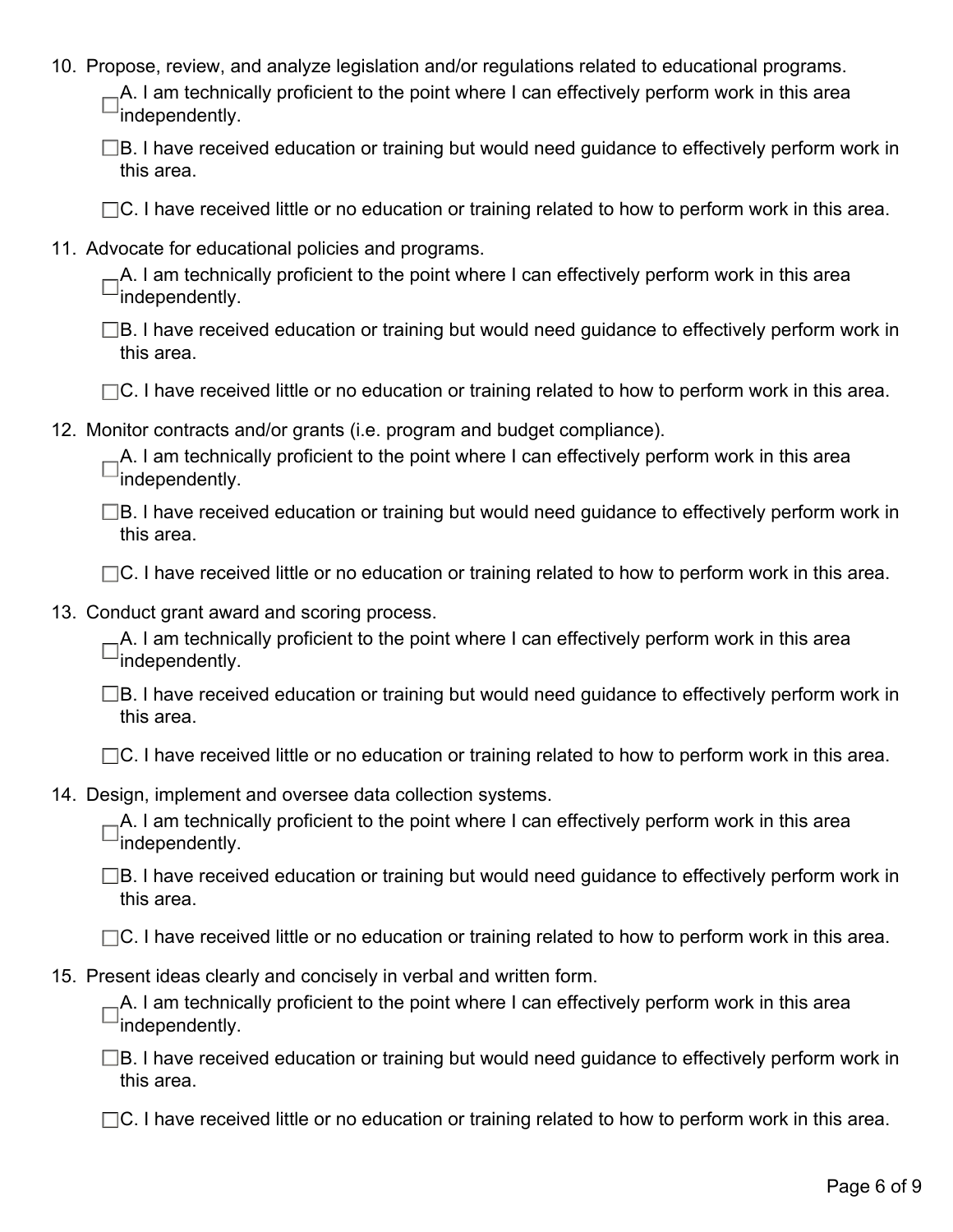10. Propose, review, and analyze legislation and/or regulations related to educational programs.

    ☐ A. I am technically proficient to the point where I can effectively perform work in this area independently.

    ☐ B. I have received education or training but would need guidance to effectively perform work in this area.

    ☐ C. I have received little or no education or training related to how to perform work in this area.

11. Advocate for educational policies and programs.

    ☐ A. I am technically proficient to the point where I can effectively perform work in this area independently.

    ☐ B. I have received education or training but would need guidance to effectively perform work in this area.

    ☐ C. I have received little or no education or training related to how to perform work in this area.

12. Monitor contracts and/or grants (i.e. program and budget compliance).

    ☐ A. I am technically proficient to the point where I can effectively perform work in this area independently.

    ☐ B. I have received education or training but would need guidance to effectively perform work in this area.

    ☐ C. I have received little or no education or training related to how to perform work in this area.

13. Conduct grant award and scoring process.

    ☐ A. I am technically proficient to the point where I can effectively perform work in this area independently.

    ☐ B. I have received education or training but would need guidance to effectively perform work in this area.

    ☐ C. I have received little or no education or training related to how to perform work in this area.

14. Design, implement and oversee data collection systems.

    ☐ A. I am technically proficient to the point where I can effectively perform work in this area independently.

    ☐ B. I have received education or training but would need guidance to effectively perform work in this area.

    ☐ C. I have received little or no education or training related to how to perform work in this area.

15. Present ideas clearly and concisely in verbal and written form.

    ☐ A. I am technically proficient to the point where I can effectively perform work in this area independently.

    ☐ B. I have received education or training but would need guidance to effectively perform work in this area.

    ☐ C. I have received little or no education or training related to how to perform work in this area.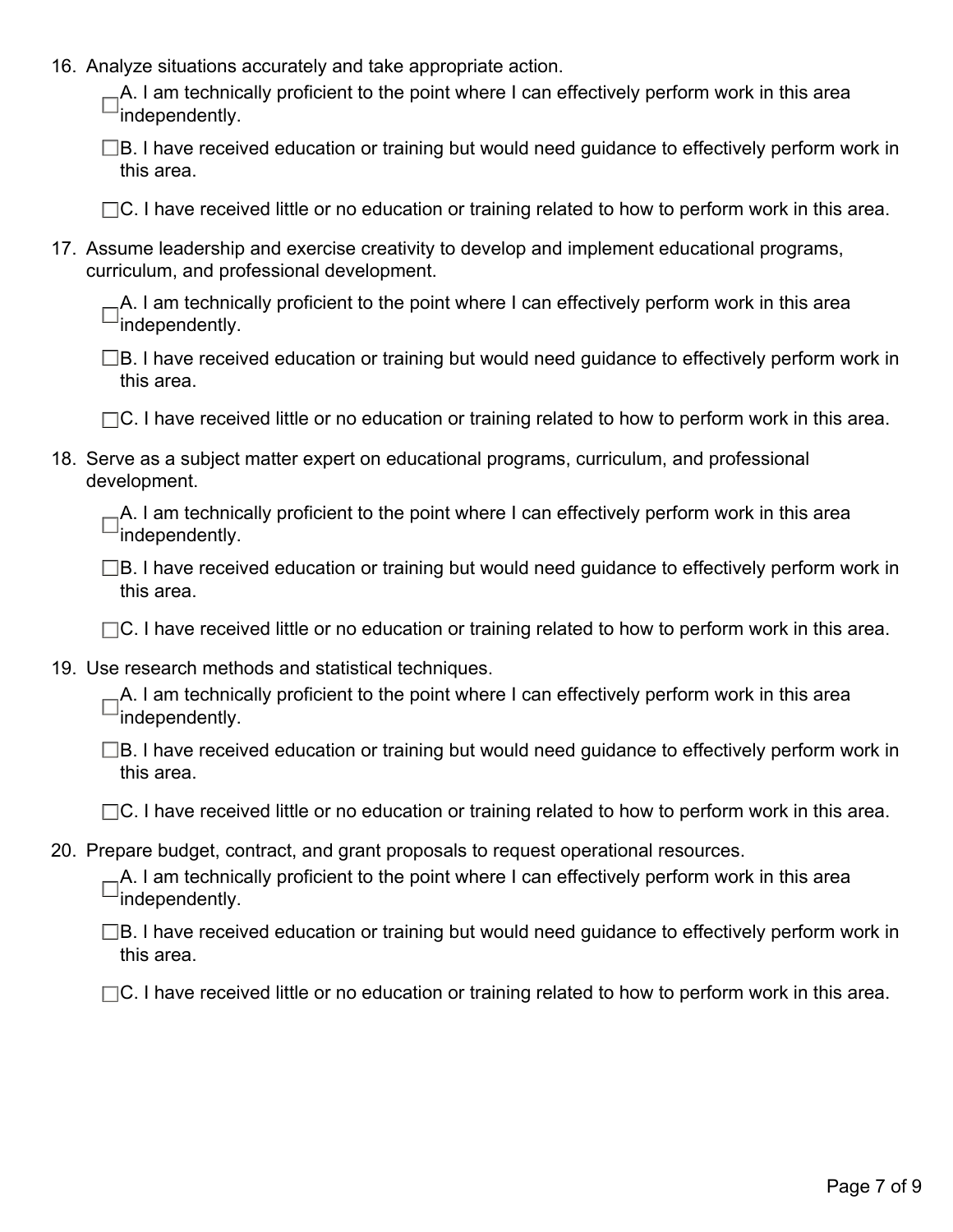16. Analyze situations accurately and take appropriate action.

    ☐ A. I am technically proficient to the point where I can effectively perform work in this area independently.

    ☐ B. I have received education or training but would need guidance to effectively perform work in this area.

    ☐ C. I have received little or no education or training related to how to perform work in this area.

17. Assume leadership and exercise creativity to develop and implement educational programs, curriculum, and professional development.

    ☐ A. I am technically proficient to the point where I can effectively perform work in this area independently.

    ☐ B. I have received education or training but would need guidance to effectively perform work in this area.

    ☐ C. I have received little or no education or training related to how to perform work in this area.

18. Serve as a subject matter expert on educational programs, curriculum, and professional development.

    ☐ A. I am technically proficient to the point where I can effectively perform work in this area independently.

    ☐ B. I have received education or training but would need guidance to effectively perform work in this area.

    ☐ C. I have received little or no education or training related to how to perform work in this area.

19. Use research methods and statistical techniques.

    ☐ A. I am technically proficient to the point where I can effectively perform work in this area independently.

    ☐ B. I have received education or training but would need guidance to effectively perform work in this area.

    ☐ C. I have received little or no education or training related to how to perform work in this area.

20. Prepare budget, contract, and grant proposals to request operational resources.

    ☐ A. I am technically proficient to the point where I can effectively perform work in this area independently.

    ☐ B. I have received education or training but would need guidance to effectively perform work in this area.

    ☐ C. I have received little or no education or training related to how to perform work in this area.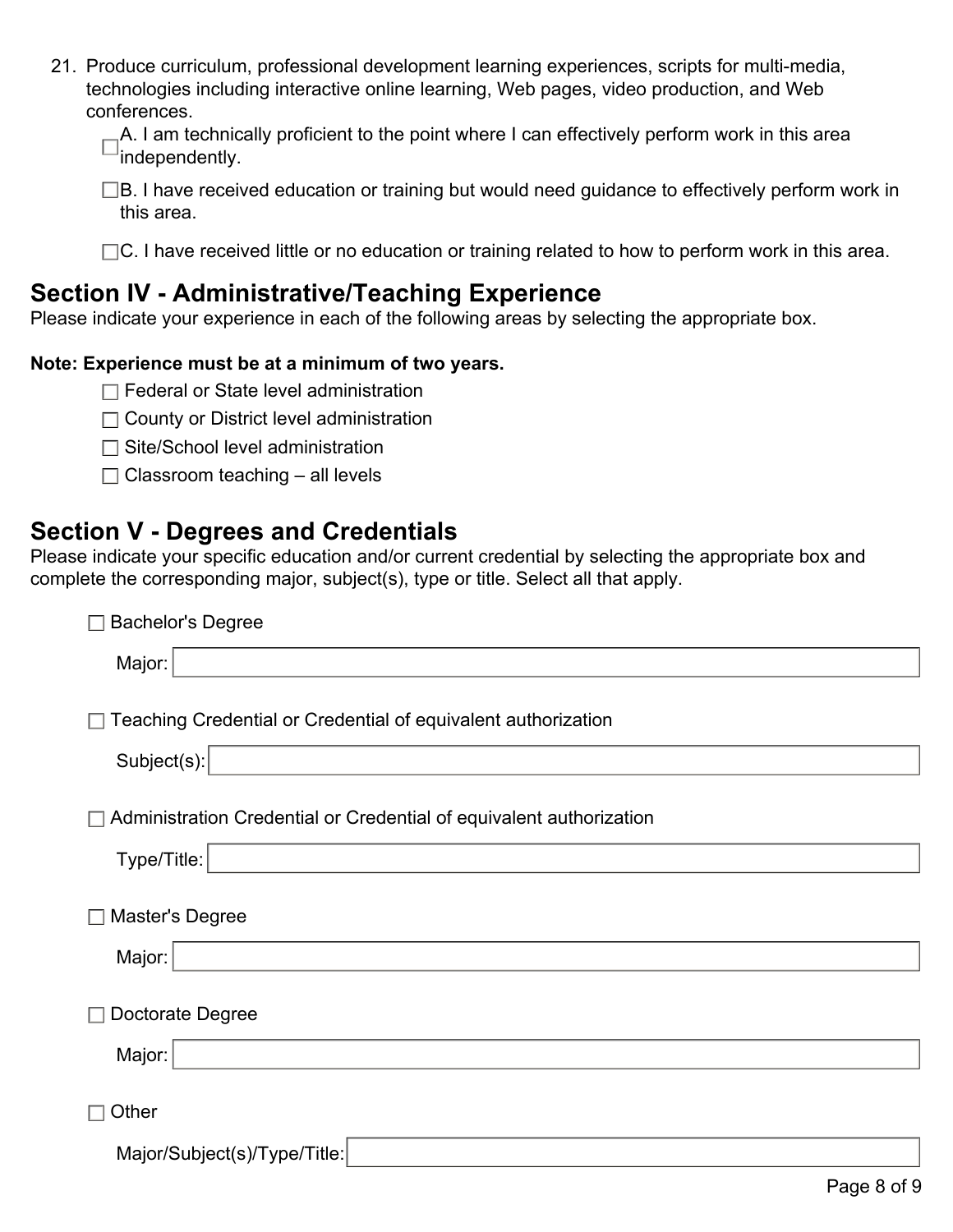21. Produce curriculum, professional development learning experiences, scripts for multi-media, technologies including interactive online learning, Web pages, video production, and Web conferences.

    ☐ A. I am technically proficient to the point where I can effectively perform work in this area independently.

    ☐ B. I have received education or training but would need guidance to effectively perform work in this area.

    ☐ C. I have received little or no education or training related to how to perform work in this area.

## Section IV - Administrative/Teaching Experience

Please indicate your experience in each of the following areas by selecting the appropriate box.

**Note: Experience must be at a minimum of two years.**

☐ Federal or State level administration

☐ County or District level administration

☐ Site/School level administration

☐ Classroom teaching – all levels

## Section V - Degrees and Credentials

Please indicate your specific education and/or current credential by selecting the appropriate box and complete the corresponding major, subject(s), type or title. Select all that apply.

☐ Bachelor's Degree

Major: ______________________________

☐ Teaching Credential or Credential of equivalent authorization

Subject(s): ______________________________

☐ Administration Credential or Credential of equivalent authorization

Type/Title: ______________________________

☐ Master's Degree

Major: ______________________________

☐ Doctorate Degree

Major: ______________________________

☐ Other

Major/Subject(s)/Type/Title: ______________________________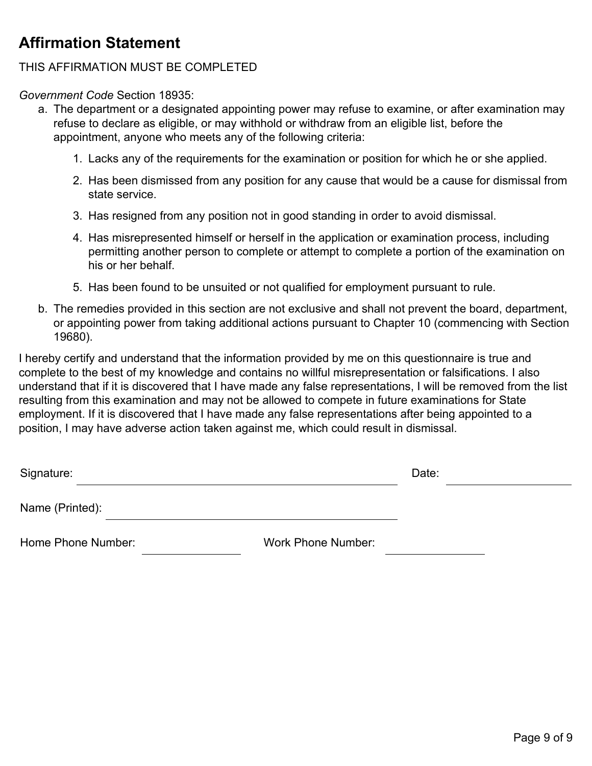## Affirmation Statement

THIS AFFIRMATION MUST BE COMPLETED

*Government Code* Section 18935:

a. The department or a designated appointing power may refuse to examine, or after examination may refuse to declare as eligible, or may withhold or withdraw from an eligible list, before the appointment, anyone who meets any of the following criteria:

    1. Lacks any of the requirements for the examination or position for which he or she applied.

    2. Has been dismissed from any position for any cause that would be a cause for dismissal from state service.

    3. Has resigned from any position not in good standing in order to avoid dismissal.

    4. Has misrepresented himself or herself in the application or examination process, including permitting another person to complete or attempt to complete a portion of the examination on his or her behalf.

    5. Has been found to be unsuited or not qualified for employment pursuant to rule.

b. The remedies provided in this section are not exclusive and shall not prevent the board, department, or appointing power from taking additional actions pursuant to Chapter 10 (commencing with Section 19680).

I hereby certify and understand that the information provided by me on this questionnaire is true and complete to the best of my knowledge and contains no willful misrepresentation or falsifications. I also understand that if it is discovered that I have made any false representations, I will be removed from the list resulting from this examination and may not be allowed to compete in future examinations for State employment. If it is discovered that I have made any false representations after being appointed to a position, I may have adverse action taken against me, which could result in dismissal.

Signature: ______________________________ Date: ______________

Name (Printed): ______________________________

Home Phone Number: ______________ Work Phone Number: ______________